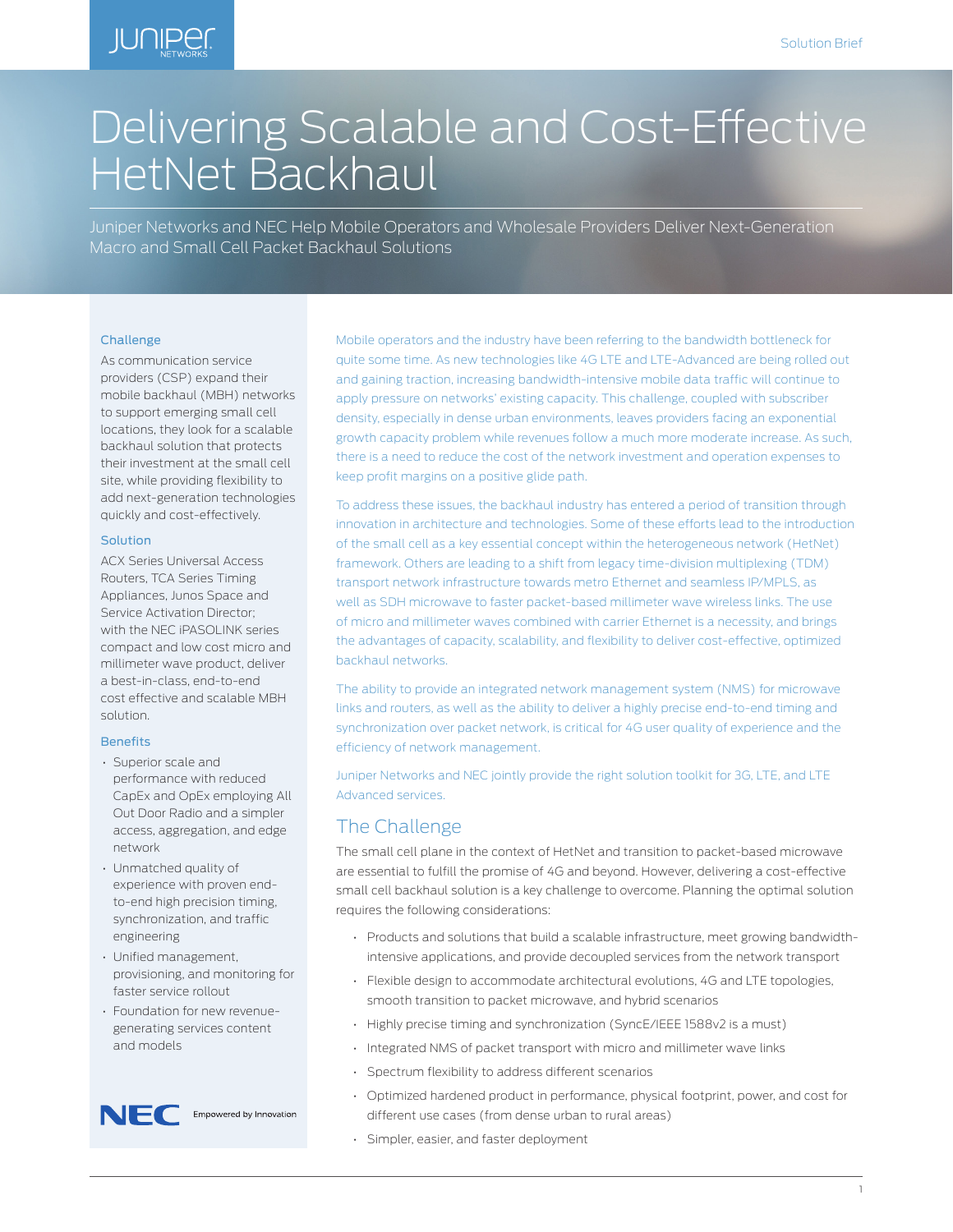# Delivering Scalable and Cost-Effective HetNet Backhaul

Juniper Networks and NEC Help Mobile Operators and Wholesale Providers Deliver Next-Generation Macro and Small Cell Packet Backhaul Solutions

### Challenge

As communication service providers (CSP) expand their mobile backhaul (MBH) networks to support emerging small cell locations, they look for a scalable backhaul solution that protects their investment at the small cell site, while providing flexibility to add next-generation technologies quickly and cost-effectively.

### Solution

ACX Series Universal Access Routers, TCA Series Timing Appliances, Junos Space and Service Activation Director; with the NEC iPASOLINK series compact and low cost micro and millimeter wave product, deliver a best-in-class, end-to-end cost effective and scalable MBH solution.

### Benefits

- Superior scale and performance with reduced CapEx and OpEx employing All Out Door Radio and a simpler access, aggregation, and edge network
- Unmatched quality of experience with proven end-to-end high precision timing, synchronization, and traffic engineering
- Unified management, provisioning, and monitoring for faster service rollout
- Foundation for new revenue-generating services content and models

NEC Empowered by Innovation

Mobile operators and the industry have been referring to the bandwidth bottleneck for quite some time. As new technologies like 4G LTE and LTE-Advanced are being rolled out and gaining traction, increasing bandwidth-intensive mobile data traffic will continue to apply pressure on networks' existing capacity. This challenge, coupled with subscriber density, especially in dense urban environments, leaves providers facing an exponential growth capacity problem while revenues follow a much more moderate increase. As such, there is a need to reduce the cost of the network investment and operation expenses to keep profit margins on a positive glide path.

To address these issues, the backhaul industry has entered a period of transition through innovation in architecture and technologies. Some of these efforts lead to the introduction of the small cell as a key essential concept within the heterogeneous network (HetNet) framework. Others are leading to a shift from legacy time-division multiplexing (TDM) transport network infrastructure towards metro Ethernet and seamless IP/MPLS, as well as SDH microwave to faster packet-based millimeter wave wireless links. The use of micro and millimeter waves combined with carrier Ethernet is a necessity, and brings the advantages of capacity, scalability, and flexibility to deliver cost-effective, optimized backhaul networks.

The ability to provide an integrated network management system (NMS) for microwave links and routers, as well as the ability to deliver a highly precise end-to-end timing and synchronization over packet network, is critical for 4G user quality of experience and the efficiency of network management.

Juniper Networks and NEC jointly provide the right solution toolkit for 3G, LTE, and LTE Advanced services.

## The Challenge

The small cell plane in the context of HetNet and transition to packet-based microwave are essential to fulfill the promise of 4G and beyond. However, delivering a cost-effective small cell backhaul solution is a key challenge to overcome. Planning the optimal solution requires the following considerations:

- Products and solutions that build a scalable infrastructure, meet growing bandwidth-intensive applications, and provide decoupled services from the network transport
- Flexible design to accommodate architectural evolutions, 4G and LTE topologies, smooth transition to packet microwave, and hybrid scenarios
- Highly precise timing and synchronization (SyncE/IEEE 1588v2 is a must)
- Integrated NMS of packet transport with micro and millimeter wave links
- Spectrum flexibility to address different scenarios
- Optimized hardened product in performance, physical footprint, power, and cost for different use cases (from dense urban to rural areas)
- Simpler, easier, and faster deployment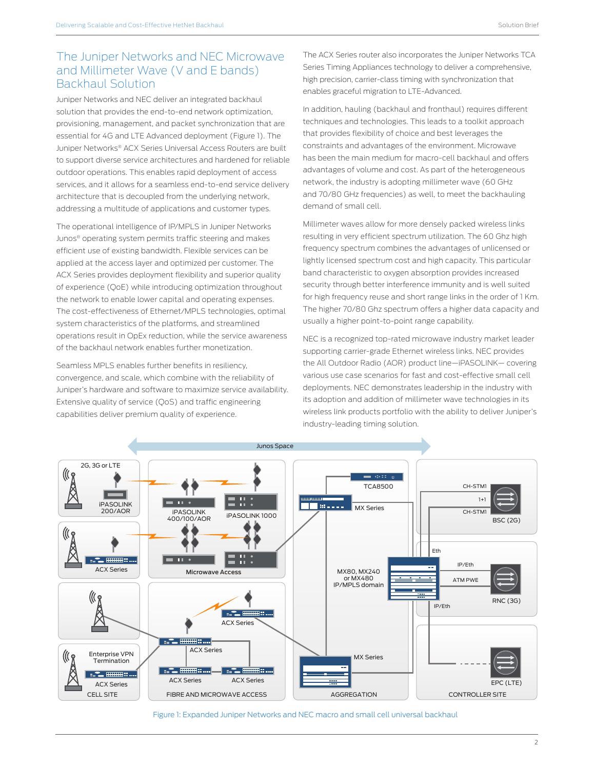## The Juniper Networks and NEC Microwave and Millimeter Wave (V and E bands) Backhaul Solution

Juniper Networks and NEC deliver an integrated backhaul solution that provides the end-to-end network optimization, provisioning, management, and packet synchronization that are essential for 4G and LTE Advanced deployment (Figure 1). The Juniper Networks® ACX Series Universal Access Routers are built to support diverse service architectures and hardened for reliable outdoor operations. This enables rapid deployment of access services, and it allows for a seamless end-to-end service delivery architecture that is decoupled from the underlying network, addressing a multitude of applications and customer types.

The operational intelligence of IP/MPLS in Juniper Networks Junos® operating system permits traffic steering and makes efficient use of existing bandwidth. Flexible services can be applied at the access layer and optimized per customer. The ACX Series provides deployment flexibility and superior quality of experience (QoE) while introducing optimization throughout the network to enable lower capital and operating expenses. The cost-effectiveness of Ethernet/MPLS technologies, optimal system characteristics of the platforms, and streamlined operations result in OpEx reduction, while the service awareness of the backhaul network enables further monetization.

Seamless MPLS enables further benefits in resiliency, convergence, and scale, which combine with the reliability of Juniper's hardware and software to maximize service availability. Extensive quality of service (QoS) and traffic engineering capabilities deliver premium quality of experience.

The ACX Series router also incorporates the Juniper Networks TCA Series Timing Appliances technology to deliver a comprehensive, high precision, carrier-class timing with synchronization that enables graceful migration to LTE-Advanced.

In addition, hauling (backhaul and fronthaul) requires different techniques and technologies. This leads to a toolkit approach that provides flexibility of choice and best leverages the constraints and advantages of the environment. Microwave has been the main medium for macro-cell backhaul and offers advantages of volume and cost. As part of the heterogeneous network, the industry is adopting millimeter wave (60 GHz and 70/80 GHz frequencies) as well, to meet the backhauling demand of small cell.

Millimeter waves allow for more densely packed wireless links resulting in very efficient spectrum utilization. The 60 Ghz high frequency spectrum combines the advantages of unlicensed or lightly licensed spectrum cost and high capacity. This particular band characteristic to oxygen absorption provides increased security through better interference immunity and is well suited for high frequency reuse and short range links in the order of 1 Km. The higher 70/80 Ghz spectrum offers a higher data capacity and usually a higher point-to-point range capability.

NEC is a recognized top-rated microwave industry market leader supporting carrier-grade Ethernet wireless links. NEC provides the All Outdoor Radio (AOR) product line—iPASOLINK— covering various use case scenarios for fast and cost-effective small cell deployments. NEC demonstrates leadership in the industry with its adoption and addition of millimeter wave technologies in its wireless link products portfolio with the ability to deliver Juniper's industry-leading timing solution.

Figure 1: Expanded Juniper Networks and NEC macro and small cell universal backhaul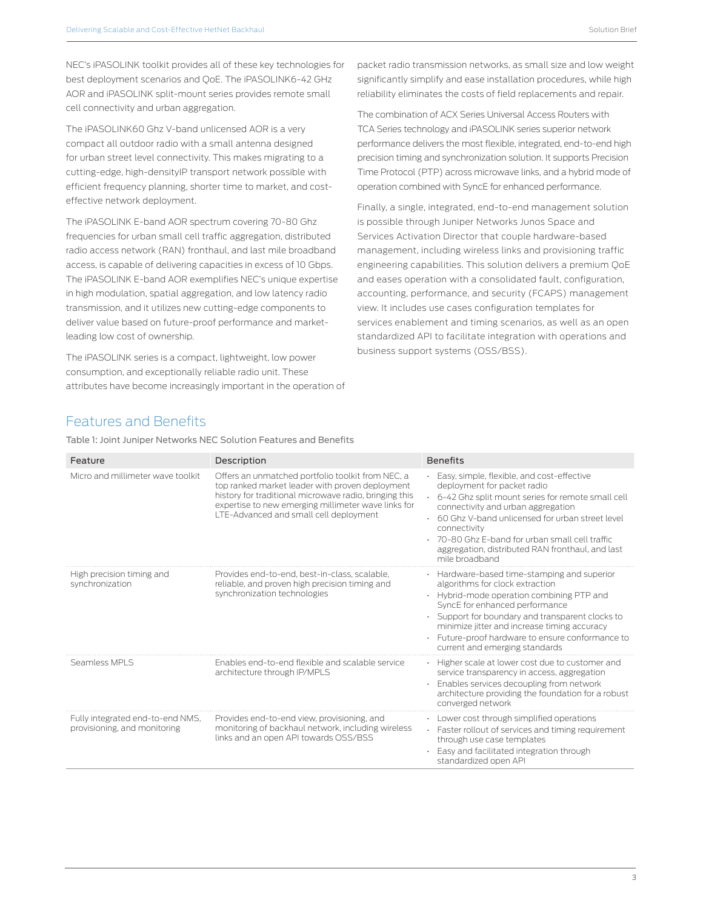NEC's iPASOLINK toolkit provides all of these key technologies for best deployment scenarios and QoE. The iPASOLINK6-42 GHz AOR and iPASOLINK split-mount series provides remote small cell connectivity and urban aggregation.

The iPASOLINK60 Ghz V-band unlicensed AOR is a very compact all outdoor radio with a small antenna designed for urban street level connectivity. This makes migrating to a cutting-edge, high-densityIP transport network possible with efficient frequency planning, shorter time to market, and cost-effective network deployment.

The iPASOLINK E-band AOR spectrum covering 70-80 Ghz frequencies for urban small cell traffic aggregation, distributed radio access network (RAN) fronthaul, and last mile broadband access, is capable of delivering capacities in excess of 10 Gbps. The iPASOLINK E-band AOR exemplifies NEC's unique expertise in high modulation, spatial aggregation, and low latency radio transmission, and it utilizes new cutting-edge components to deliver value based on future-proof performance and market-leading low cost of ownership.

The iPASOLINK series is a compact, lightweight, low power consumption, and exceptionally reliable radio unit. These attributes have become increasingly important in the operation of packet radio transmission networks, as small size and low weight significantly simplify and ease installation procedures, while high reliability eliminates the costs of field replacements and repair.

The combination of ACX Series Universal Access Routers with TCA Series technology and iPASOLINK series superior network performance delivers the most flexible, integrated, end-to-end high precision timing and synchronization solution. It supports Precision Time Protocol (PTP) across microwave links, and a hybrid mode of operation combined with SyncE for enhanced performance.

Finally, a single, integrated, end-to-end management solution is possible through Juniper Networks Junos Space and Services Activation Director that couple hardware-based management, including wireless links and provisioning traffic engineering capabilities. This solution delivers a premium QoE and eases operation with a consolidated fault, configuration, accounting, performance, and security (FCAPS) management view. It includes use cases configuration templates for services enablement and timing scenarios, as well as an open standardized API to facilitate integration with operations and business support systems (OSS/BSS).

## Features and Benefits

Table 1: Joint Juniper Networks NEC Solution Features and Benefits

| Feature | Description | Benefits |
|---|---|---|
| Micro and millimeter wave toolkit | Offers an unmatched portfolio toolkit from NEC, a top ranked market leader with proven deployment history for traditional microwave radio, bringing this expertise to new emerging millimeter wave links for LTE-Advanced and small cell deployment | • Easy, simple, flexible, and cost-effective deployment for packet radio<br>• 6-42 Ghz split mount series for remote small cell connectivity and urban aggregation<br>• 60 Ghz V-band unlicensed for urban street level connectivity<br>• 70-80 Ghz E-band for urban small cell traffic aggregation, distributed RAN fronthaul, and last mile broadband |
| High precision timing and synchronization | Provides end-to-end, best-in-class, scalable, reliable, and proven high precision timing and synchronization technologies | • Hardware-based time-stamping and superior algorithms for clock extraction<br>• Hybrid-mode operation combining PTP and SyncE for enhanced performance<br>• Support for boundary and transparent clocks to minimize jitter and increase timing accuracy<br>• Future-proof hardware to ensure conformance to current and emerging standards |
| Seamless MPLS | Enables end-to-end flexible and scalable service architecture through IP/MPLS | • Higher scale at lower cost due to customer and service transparency in access, aggregation<br>• Enables services decoupling from network architecture providing the foundation for a robust converged network |
| Fully integrated end-to-end NMS, provisioning, and monitoring | Provides end-to-end view, provisioning, and monitoring of backhaul network, including wireless links and an open API towards OSS/BSS | • Lower cost through simplified operations<br>• Faster rollout of services and timing requirement through use case templates<br>• Easy and facilitated integration through standardized open API |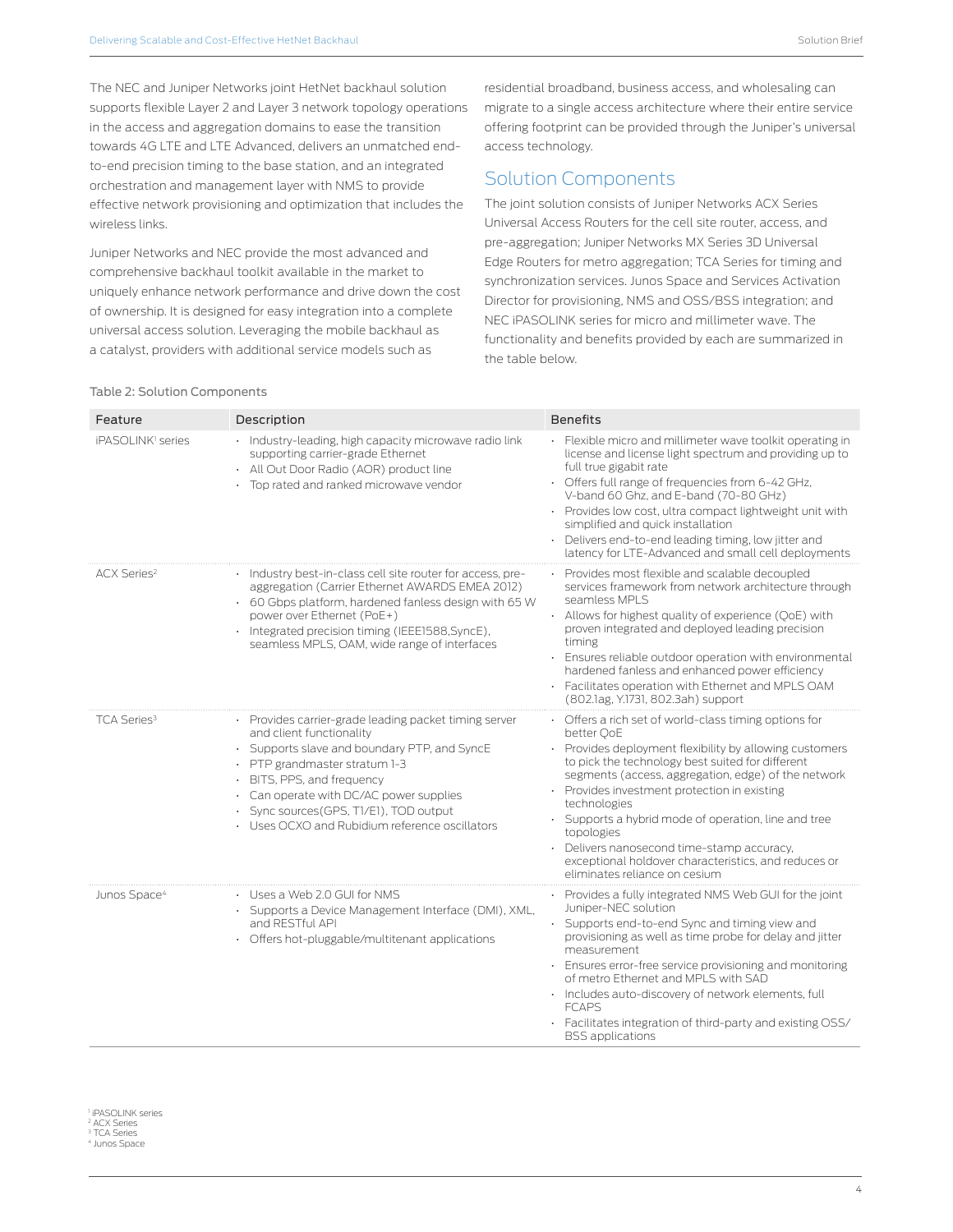The NEC and Juniper Networks joint HetNet backhaul solution supports flexible Layer 2 and Layer 3 network topology operations in the access and aggregation domains to ease the transition towards 4G LTE and LTE Advanced, delivers an unmatched end-to-end precision timing to the base station, and an integrated orchestration and management layer with NMS to provide effective network provisioning and optimization that includes the wireless links.

Juniper Networks and NEC provide the most advanced and comprehensive backhaul toolkit available in the market to uniquely enhance network performance and drive down the cost of ownership. It is designed for easy integration into a complete universal access solution. Leveraging the mobile backhaul as a catalyst, providers with additional service models such as residential broadband, business access, and wholesaling can migrate to a single access architecture where their entire service offering footprint can be provided through the Juniper's universal access technology.

## Solution Components

The joint solution consists of Juniper Networks ACX Series Universal Access Routers for the cell site router, access, and pre-aggregation; Juniper Networks MX Series 3D Universal Edge Routers for metro aggregation; TCA Series for timing and synchronization services. Junos Space and Services Activation Director for provisioning, NMS and OSS/BSS integration; and NEC iPASOLINK series for micro and millimeter wave. The functionality and benefits provided by each are summarized in the table below.

Table 2: Solution Components

| Feature | Description | Benefits |
| --- | --- | --- |
| iPASOLINK[1] series | • Industry-leading, high capacity microwave radio link supporting carrier-grade Ethernet<br>• All Out Door Radio (AOR) product line<br>• Top rated and ranked microwave vendor | • Flexible micro and millimeter wave toolkit operating in license and license light spectrum and providing up to full true gigabit rate<br>• Offers full range of frequencies from 6-42 GHz, V-band 60 Ghz, and E-band (70-80 GHz)<br>• Provides low cost, ultra compact lightweight unit with simplified and quick installation<br>• Delivers end-to-end leading timing, low jitter and latency for LTE-Advanced and small cell deployments |
| ACX Series[2] | • Industry best-in-class cell site router for access, pre-aggregation (Carrier Ethernet AWARDS EMEA 2012)<br>• 60 Gbps platform, hardened fanless design with 65 W power over Ethernet (PoE+)<br>• Integrated precision timing (IEEE1588,SyncE), seamless MPLS, OAM, wide range of interfaces | • Provides most flexible and scalable decoupled services framework from network architecture through seamless MPLS<br>• Allows for highest quality of experience (QoE) with proven integrated and deployed leading precision timing<br>• Ensures reliable outdoor operation with environmental hardened fanless and enhanced power efficiency<br>• Facilitates operation with Ethernet and MPLS OAM (802.1ag, Y.1731, 802.3ah) support |
| TCA Series[3] | • Provides carrier-grade leading packet timing server and client functionality<br>• Supports slave and boundary PTP, and SyncE<br>• PTP grandmaster stratum 1-3<br>• BITS, PPS, and frequency<br>• Can operate with DC/AC power supplies<br>• Sync sources(GPS, T1/E1), TOD output<br>• Uses OCXO and Rubidium reference oscillators | • Offers a rich set of world-class timing options for better QoE<br>• Provides deployment flexibility by allowing customers to pick the technology best suited for different segments (access, aggregation, edge) of the network<br>• Provides investment protection in existing technologies<br>• Supports a hybrid mode of operation, line and tree topologies<br>• Delivers nanosecond time-stamp accuracy, exceptional holdover characteristics, and reduces or eliminates reliance on cesium |
| Junos Space[4] | • Uses a Web 2.0 GUI for NMS<br>• Supports a Device Management Interface (DMI), XML, and RESTful API<br>• Offers hot-pluggable/multitenant applications | • Provides a fully integrated NMS Web GUI for the joint Juniper-NEC solution<br>• Supports end-to-end Sync and timing view and provisioning as well as time probe for delay and jitter measurement<br>• Ensures error-free service provisioning and monitoring of metro Ethernet and MPLS with SAD<br>• Includes auto-discovery of network elements, full FCAPS<br>• Facilitates integration of third-party and existing OSS/BSS applications |

[1] iPASOLINK series
[2] ACX Series
[3] TCA Series
[4] Junos Space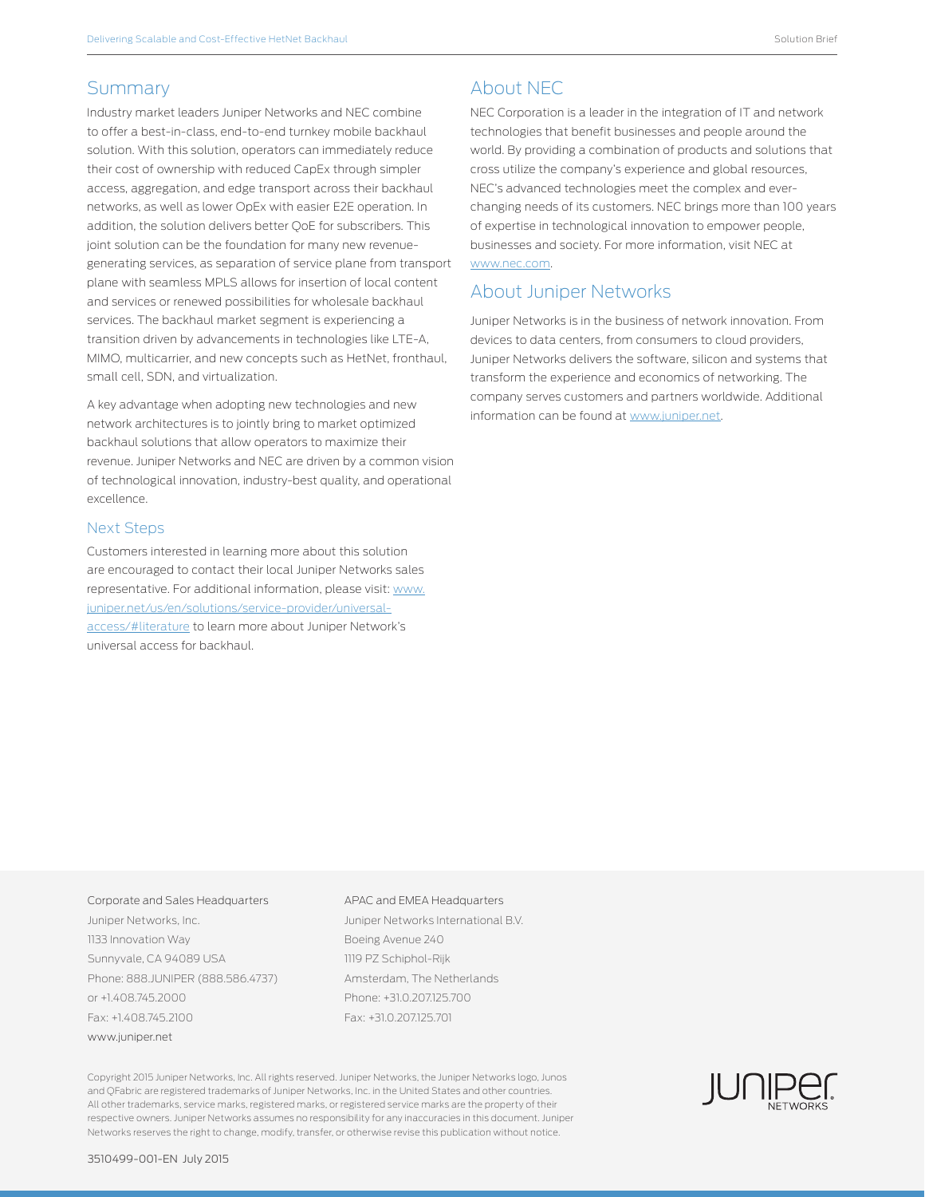## Summary

Industry market leaders Juniper Networks and NEC combine to offer a best-in-class, end-to-end turnkey mobile backhaul solution. With this solution, operators can immediately reduce their cost of ownership with reduced CapEx through simpler access, aggregation, and edge transport across their backhaul networks, as well as lower OpEx with easier E2E operation. In addition, the solution delivers better QoE for subscribers. This joint solution can be the foundation for many new revenue-generating services, as separation of service plane from transport plane with seamless MPLS allows for insertion of local content and services or renewed possibilities for wholesale backhaul services. The backhaul market segment is experiencing a transition driven by advancements in technologies like LTE-A, MIMO, multicarrier, and new concepts such as HetNet, fronthaul, small cell, SDN, and virtualization.

A key advantage when adopting new technologies and new network architectures is to jointly bring to market optimized backhaul solutions that allow operators to maximize their revenue. Juniper Networks and NEC are driven by a common vision of technological innovation, industry-best quality, and operational excellence.

### Next Steps

Customers interested in learning more about this solution are encouraged to contact their local Juniper Networks sales representative. For additional information, please visit: www.juniper.net/us/en/solutions/service-provider/universal-access/#literature to learn more about Juniper Network's universal access for backhaul.

## About NEC

NEC Corporation is a leader in the integration of IT and network technologies that benefit businesses and people around the world. By providing a combination of products and solutions that cross utilize the company's experience and global resources, NEC's advanced technologies meet the complex and ever-changing needs of its customers. NEC brings more than 100 years of expertise in technological innovation to empower people, businesses and society. For more information, visit NEC at www.nec.com.

## About Juniper Networks

Juniper Networks is in the business of network innovation. From devices to data centers, from consumers to cloud providers, Juniper Networks delivers the software, silicon and systems that transform the experience and economics of networking. The company serves customers and partners worldwide. Additional information can be found at www.juniper.net.

Corporate and Sales Headquarters
Juniper Networks, Inc.
1133 Innovation Way
Sunnyvale, CA 94089 USA
Phone: 888.JUNIPER (888.586.4737)
or +1.408.745.2000
Fax: +1.408.745.2100
www.juniper.net

APAC and EMEA Headquarters
Juniper Networks International B.V.
Boeing Avenue 240
1119 PZ Schiphol-Rijk
Amsterdam, The Netherlands
Phone: +31.0.207.125.700
Fax: +31.0.207.125.701

Copyright 2015 Juniper Networks, Inc. All rights reserved. Juniper Networks, the Juniper Networks logo, Junos and QFabric are registered trademarks of Juniper Networks, Inc. in the United States and other countries. All other trademarks, service marks, registered marks, or registered service marks are the property of their respective owners. Juniper Networks assumes no responsibility for any inaccuracies in this document. Juniper Networks reserves the right to change, modify, transfer, or otherwise revise this publication without notice.

3510499-001-EN July 2015